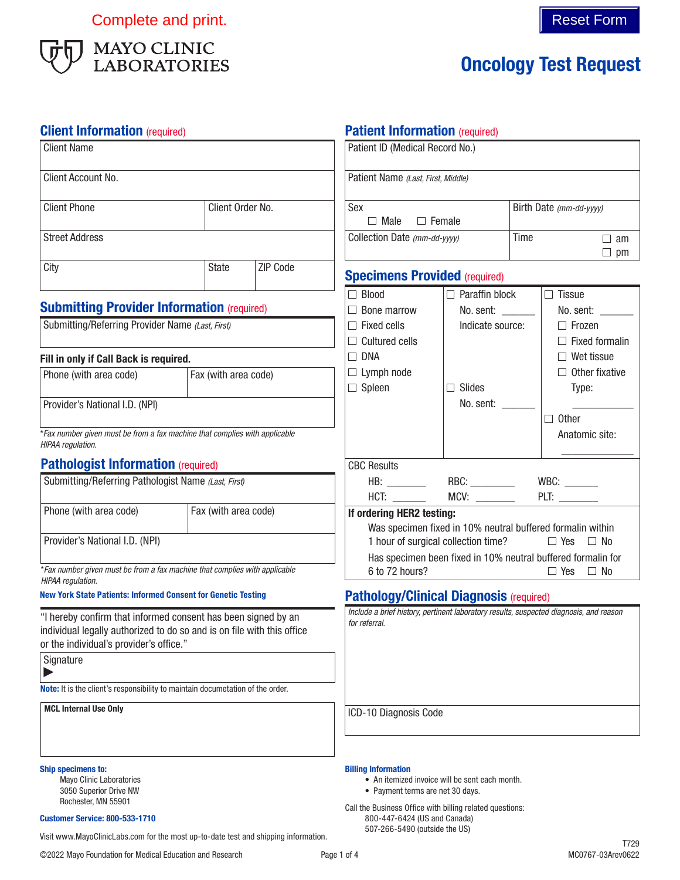Complete and print.

Reset Form

MAYO CLINIC LABORATORIES

# Oncology Test Request

## Client Information (required)

| Client Name | | |
|---|---|---|
| Client Account No. | | |
| Client Phone | Client Order No. | |
| Street Address | | |
| City | State | ZIP Code |

## Submitting Provider Information (required)

Submitting/Referring Provider Name *(Last, First)*

**Fill in only if Call Back is required.**

| Phone (with area code) | Fax (with area code) |
|---|---|
| Provider's National I.D. (NPI) | |

**Fax number given must be from a fax machine that complies with applicable HIPAA regulation.*

## Pathologist Information (required)

| Submitting/Referring Pathologist Name *(Last, First)* | |
|---|---|
| Phone (with area code) | Fax (with area code) |
| Provider's National I.D. (NPI) | |

**Fax number given must be from a fax machine that complies with applicable HIPAA regulation.*

**New York State Patients: Informed Consent for Genetic Testing**

"I hereby confirm that informed consent has been signed by an individual legally authorized to do so and is on file with this office or the individual's provider's office."

Signature
▶

**Note:** It is the client's responsibility to maintain documetation of the order.

**MCL Internal Use Only**

## Patient Information (required)

| Patient ID (Medical Record No.) | |
|---|---|
| Patient Name *(Last, First, Middle)* | |
| Sex ☐ Male ☐ Female | Birth Date *(mm-dd-yyyy)* |
| Collection Date *(mm-dd-yyyy)* | Time ☐ am ☐ pm |

## Specimens Provided (required)

| | | |
|---|---|---|
| ☐ Blood | ☐ Paraffin block | ☐ Tissue |
| ☐ Bone marrow | No. sent: ______ | No. sent: ______ |
| ☐ Fixed cells | Indicate source: | ☐ Frozen |
| ☐ Cultured cells | | ☐ Fixed formalin |
| ☐ DNA | | ☐ Wet tissue |
| ☐ Lymph node | | ☐ Other fixative |
| ☐ Spleen | ☐ Slides | Type: |
| | No. sent: ______ | ______ |
| | | ☐ Other |
| | | Anatomic site: |
| | | ______ |

CBC Results

| | | |
|---|---|---|
| HB: ______ | RBC: ______ | WBC: ______ |
| HCT: ______ | MCV: ______ | PLT: ______ |

**If ordering HER2 testing:**

Was specimen fixed in 10% neutral buffered formalin within 1 hour of surgical collection time? ☐ Yes ☐ No

Has specimen been fixed in 10% neutral buffered formalin for 6 to 72 hours? ☐ Yes ☐ No

## Pathology/Clinical Diagnosis (required)

*Include a brief history, pertinent laboratory results, suspected diagnosis, and reason for referral.*

ICD-10 Diagnosis Code

**Ship specimens to:**

Mayo Clinic Laboratories
3050 Superior Drive NW
Rochester, MN 55901

**Customer Service: 800-533-1710**

**Billing Information**

- An itemized invoice will be sent each month.
- Payment terms are net 30 days.

Call the Business Office with billing related questions:
800-447-6424 (US and Canada)
507-266-5490 (outside the US)

Visit www.MayoClinicLabs.com for the most up-to-date test and shipping information.

©2022 Mayo Foundation for Medical Education and Research

T729
MC0767-03Arev0622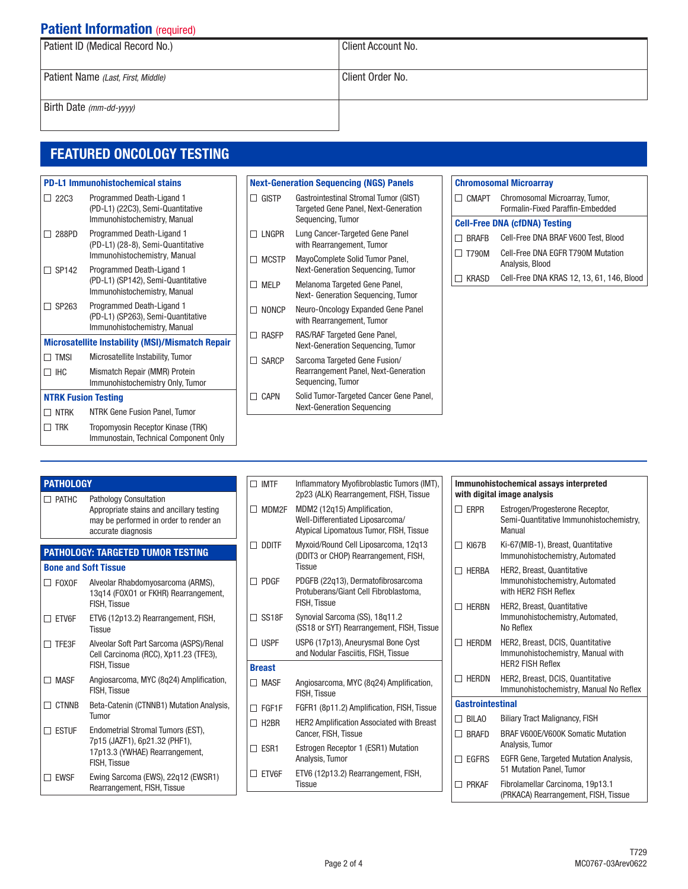## Patient Information (required)

| Patient ID (Medical Record No.) | Client Account No. |
|---|---|
| Patient Name *(Last, First, Middle)* | Client Order No. |
| Birth Date *(mm-dd-yyyy)* | |

# FEATURED ONCOLOGY TESTING

### PD-L1 Immunohistochemical stains

- ☐ 22C3 — Programmed Death-Ligand 1 (PD-L1) (22C3), Semi-Quantitative Immunohistochemistry, Manual
- ☐ 288PD — Programmed Death-Ligand 1 (PD-L1) (28-8), Semi-Quantitative Immunohistochemistry, Manual
- ☐ SP142 — Programmed Death-Ligand 1 (PD-L1) (SP142), Semi-Quantitative Immunohistochemistry, Manual
- ☐ SP263 — Programmed Death-Ligand 1 (PD-L1) (SP263), Semi-Quantitative Immunohistochemistry, Manual

### Microsatellite Instability (MSI)/Mismatch Repair

- ☐ TMSI — Microsatellite Instability, Tumor
- ☐ IHC — Mismatch Repair (MMR) Protein Immunohistochemistry Only, Tumor

### NTRK Fusion Testing

- ☐ NTRK — NTRK Gene Fusion Panel, Tumor
- ☐ TRK — Tropomyosin Receptor Kinase (TRK) Immunostain, Technical Component Only

### Next-Generation Sequencing (NGS) Panels

- ☐ GISTP — Gastrointestinal Stromal Tumor (GIST) Targeted Gene Panel, Next-Generation Sequencing, Tumor
- ☐ LNGPR — Lung Cancer-Targeted Gene Panel with Rearrangement, Tumor
- ☐ MCSTP — MayoComplete Solid Tumor Panel, Next-Generation Sequencing, Tumor
- ☐ MELP — Melanoma Targeted Gene Panel, Next- Generation Sequencing, Tumor
- ☐ NONCP — Neuro-Oncology Expanded Gene Panel with Rearrangement, Tumor
- ☐ RASFP — RAS/RAF Targeted Gene Panel, Next-Generation Sequencing, Tumor
- ☐ SARCP — Sarcoma Targeted Gene Fusion/ Rearrangement Panel, Next-Generation Sequencing, Tumor
- ☐ CAPN — Solid Tumor-Targeted Cancer Gene Panel, Next-Generation Sequencing

### Chromosomal Microarray

- ☐ CMAPT — Chromosomal Microarray, Tumor, Formalin-Fixed Paraffin-Embedded

### Cell-Free DNA (cfDNA) Testing

- ☐ BRAFB — Cell-Free DNA BRAF V600 Test, Blood
- ☐ T790M — Cell-Free DNA EGFR T790M Mutation Analysis, Blood
- ☐ KRASD — Cell-Free DNA KRAS 12, 13, 61, 146, Blood

## PATHOLOGY

- ☐ PATHC — Pathology Consultation
  Appropriate stains and ancillary testing may be performed in order to render an accurate diagnosis

## PATHOLOGY: TARGETED TUMOR TESTING

### Bone and Soft Tissue

- ☐ FOXOF — Alveolar Rhabdomyosarcoma (ARMS), 13q14 (FOXO1 or FKHR) Rearrangement, FISH, Tissue
- ☐ ETV6F — ETV6 (12p13.2) Rearrangement, FISH, Tissue
- ☐ TFE3F — Alveolar Soft Part Sarcoma (ASPS)/Renal Cell Carcinoma (RCC), Xp11.23 (TFE3), FISH, Tissue
- ☐ MASF — Angiosarcoma, MYC (8q24) Amplification, FISH, Tissue
- ☐ CTNNB — Beta-Catenin (CTNNB1) Mutation Analysis, Tumor
- ☐ ESTUF — Endometrial Stromal Tumors (EST), 7p15 (JAZF1), 6p21.32 (PHF1), 17p13.3 (YWHAE) Rearrangement, FISH, Tissue
- ☐ EWSF — Ewing Sarcoma (EWS), 22q12 (EWSR1) Rearrangement, FISH, Tissue
- ☐ IMTF — Inflammatory Myofibroblastic Tumors (IMT), 2p23 (ALK) Rearrangement, FISH, Tissue
- ☐ MDM2F — MDM2 (12q15) Amplification, Well-Differentiated Liposarcoma/ Atypical Lipomatous Tumor, FISH, Tissue
- ☐ DDITF — Myxoid/Round Cell Liposarcoma, 12q13 (DDIT3 or CHOP) Rearrangement, FISH, Tissue
- ☐ PDGF — PDGFB (22q13), Dermatofibrosarcoma Protuberans/Giant Cell Fibroblastoma, FISH, Tissue
- ☐ SS18F — Synovial Sarcoma (SS), 18q11.2 (SS18 or SYT) Rearrangement, FISH, Tissue
- ☐ USPF — USP6 (17p13), Aneurysmal Bone Cyst and Nodular Fasciitis, FISH, Tissue

### Breast

- ☐ MASF — Angiosarcoma, MYC (8q24) Amplification, FISH, Tissue
- ☐ FGF1F — FGFR1 (8p11.2) Amplification, FISH, Tissue
- ☐ H2BR — HER2 Amplification Associated with Breast Cancer, FISH, Tissue
- ☐ ESR1 — Estrogen Receptor 1 (ESR1) Mutation Analysis, Tumor
- ☐ ETV6F — ETV6 (12p13.2) Rearrangement, FISH, Tissue

### Immunohistochemical assays interpreted with digital image analysis

- ☐ ERPR — Estrogen/Progesterone Receptor, Semi-Quantitative Immunohistochemistry, Manual
- ☐ KI67B — Ki-67(MIB-1), Breast, Quantitative Immunohistochemistry, Automated
- ☐ HERBA — HER2, Breast, Quantitative Immunohistochemistry, Automated with HER2 FISH Reflex
- ☐ HERBN — HER2, Breast, Quantitative Immunohistochemistry, Automated, No Reflex
- ☐ HERDM — HER2, Breast, DCIS, Quantitative Immunohistochemistry, Manual with HER2 FISH Reflex
- ☐ HERDN — HER2, Breast, DCIS, Quantitative Immunohistochemistry, Manual No Reflex

### Gastrointestinal

- ☐ BILAO — Biliary Tract Malignancy, FISH
- ☐ BRAFD — BRAF V600E/V600K Somatic Mutation Analysis, Tumor
- ☐ EGFRS — EGFR Gene, Targeted Mutation Analysis, 51 Mutation Panel, Tumor
- ☐ PRKAF — Fibrolamellar Carcinoma, 19p13.1 (PRKACA) Rearrangement, FISH, Tissue

T729
MC0767-03Arev0622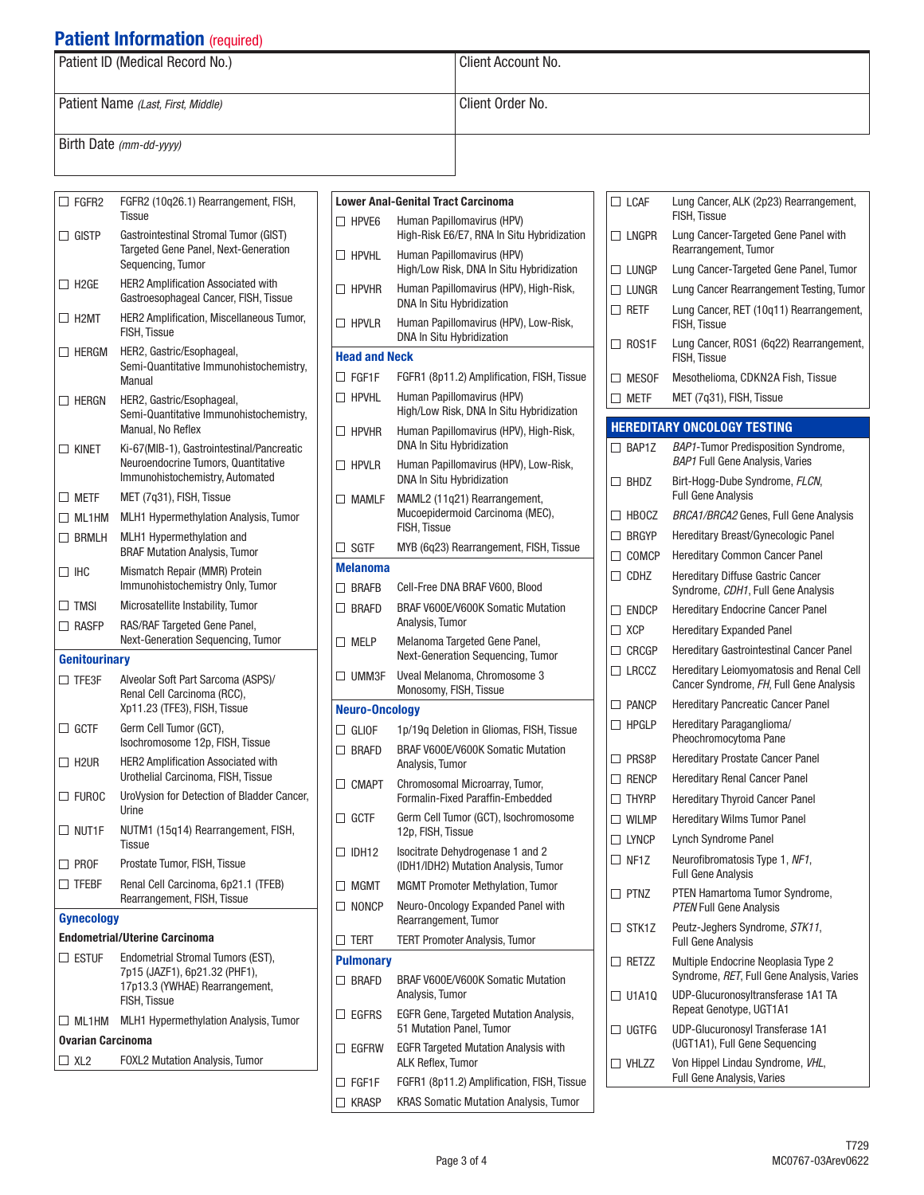## Patient Information (required)

| Patient ID (Medical Record No.) | Client Account No. |
|---|---|
| Patient Name *(Last, First, Middle)* | Client Order No. |
| Birth Date *(mm-dd-yyyy)* | |

| | Code | Test |
|---|---|---|
| ☐ | FGFR2 | FGFR2 (10q26.1) Rearrangement, FISH, Tissue |
| ☐ | GISTP | Gastrointestinal Stromal Tumor (GIST) Targeted Gene Panel, Next-Generation Sequencing, Tumor |
| ☐ | H2GE | HER2 Amplification Associated with Gastroesophageal Cancer, FISH, Tissue |
| ☐ | H2MT | HER2 Amplification, Miscellaneous Tumor, FISH, Tissue |
| ☐ | HERGM | HER2, Gastric/Esophageal, Semi-Quantitative Immunohistochemistry, Manual |
| ☐ | HERGN | HER2, Gastric/Esophageal, Semi-Quantitative Immunohistochemistry, Manual, No Reflex |
| ☐ | KINET | Ki-67(MIB-1), Gastrointestinal/Pancreatic Neuroendocrine Tumors, Quantitative Immunohistochemistry, Automated |
| ☐ | METF | MET (7q31), FISH, Tissue |
| ☐ | ML1HM | MLH1 Hypermethylation Analysis, Tumor |
| ☐ | BRMLH | MLH1 Hypermethylation and BRAF Mutation Analysis, Tumor |
| ☐ | IHC | Mismatch Repair (MMR) Protein Immunohistochemistry Only, Tumor |
| ☐ | TMSI | Microsatellite Instability, Tumor |
| ☐ | RASFP | RAS/RAF Targeted Gene Panel, Next-Generation Sequencing, Tumor |

### Genitourinary

| | Code | Test |
|---|---|---|
| ☐ | TFE3F | Alveolar Soft Part Sarcoma (ASPS)/ Renal Cell Carcinoma (RCC), Xp11.23 (TFE3), FISH, Tissue |
| ☐ | GCTF | Germ Cell Tumor (GCT), Isochromosome 12p, FISH, Tissue |
| ☐ | H2UR | HER2 Amplification Associated with Urothelial Carcinoma, FISH, Tissue |
| ☐ | FUROC | UroVysion for Detection of Bladder Cancer, Urine |
| ☐ | NUT1F | NUTM1 (15q14) Rearrangement, FISH, Tissue |
| ☐ | PROF | Prostate Tumor, FISH, Tissue |
| ☐ | TFEBF | Renal Cell Carcinoma, 6p21.1 (TFEB) Rearrangement, FISH, Tissue |

### Gynecology

**Endometrial/Uterine Carcinoma**

| | Code | Test |
|---|---|---|
| ☐ | ESTUF | Endometrial Stromal Tumors (EST), 7p15 (JAZF1), 6p21.32 (PHF1), 17p13.3 (YWHAE) Rearrangement, FISH, Tissue |
| ☐ | ML1HM | MLH1 Hypermethylation Analysis, Tumor |

**Ovarian Carcinoma**

| | Code | Test |
|---|---|---|
| ☐ | XL2 | FOXL2 Mutation Analysis, Tumor |

**Lower Anal-Genital Tract Carcinoma**

| | Code | Test |
|---|---|---|
| ☐ | HPVE6 | Human Papillomavirus (HPV) High-Risk E6/E7, RNA In Situ Hybridization |
| ☐ | HPVHL | Human Papillomavirus (HPV) High/Low Risk, DNA In Situ Hybridization |
| ☐ | HPVHR | Human Papillomavirus (HPV), High-Risk, DNA In Situ Hybridization |
| ☐ | HPVLR | Human Papillomavirus (HPV), Low-Risk, DNA In Situ Hybridization |

### Head and Neck

| | Code | Test |
|---|---|---|
| ☐ | FGF1F | FGFR1 (8p11.2) Amplification, FISH, Tissue |
| ☐ | HPVHL | Human Papillomavirus (HPV) High/Low Risk, DNA In Situ Hybridization |
| ☐ | HPVHR | Human Papillomavirus (HPV), High-Risk, DNA In Situ Hybridization |
| ☐ | HPVLR | Human Papillomavirus (HPV), Low-Risk, DNA In Situ Hybridization |
| ☐ | MAMLF | MAML2 (11q21) Rearrangement, Mucoepidermoid Carcinoma (MEC), FISH, Tissue |
| ☐ | SGTF | MYB (6q23) Rearrangement, FISH, Tissue |

### Melanoma

| | Code | Test |
|---|---|---|
| ☐ | BRAFB | Cell-Free DNA BRAF V600, Blood |
| ☐ | BRAFD | BRAF V600E/V600K Somatic Mutation Analysis, Tumor |
| ☐ | MELP | Melanoma Targeted Gene Panel, Next-Generation Sequencing, Tumor |
| ☐ | UMM3F | Uveal Melanoma, Chromosome 3 Monosomy, FISH, Tissue |

### Neuro-Oncology

| | Code | Test |
|---|---|---|
| ☐ | GLIOF | 1p/19q Deletion in Gliomas, FISH, Tissue |
| ☐ | BRAFD | BRAF V600E/V600K Somatic Mutation Analysis, Tumor |
| ☐ | CMAPT | Chromosomal Microarray, Tumor, Formalin-Fixed Paraffin-Embedded |
| ☐ | GCTF | Germ Cell Tumor (GCT), Isochromosome 12p, FISH, Tissue |
| ☐ | IDH12 | Isocitrate Dehydrogenase 1 and 2 (IDH1/IDH2) Mutation Analysis, Tumor |
| ☐ | MGMT | MGMT Promoter Methylation, Tumor |
| ☐ | NONCP | Neuro-Oncology Expanded Panel with Rearrangement, Tumor |
| ☐ | TERT | TERT Promoter Analysis, Tumor |

### Pulmonary

| | Code | Test |
|---|---|---|
| ☐ | BRAFD | BRAF V600E/V600K Somatic Mutation Analysis, Tumor |
| ☐ | EGFRS | EGFR Gene, Targeted Mutation Analysis, 51 Mutation Panel, Tumor |
| ☐ | EGFRW | EGFR Targeted Mutation Analysis with ALK Reflex, Tumor |
| ☐ | FGF1F | FGFR1 (8p11.2) Amplification, FISH, Tissue |
| ☐ | KRASP | KRAS Somatic Mutation Analysis, Tumor |
| ☐ | LCAF | Lung Cancer, ALK (2p23) Rearrangement, FISH, Tissue |
| ☐ | LNGPR | Lung Cancer-Targeted Gene Panel with Rearrangement, Tumor |
| ☐ | LUNGP | Lung Cancer-Targeted Gene Panel, Tumor |
| ☐ | LUNGR | Lung Cancer Rearrangement Testing, Tumor |
| ☐ | RETF | Lung Cancer, RET (10q11) Rearrangement, FISH, Tissue |
| ☐ | ROS1F | Lung Cancer, ROS1 (6q22) Rearrangement, FISH, Tissue |
| ☐ | MESOF | Mesothelioma, CDKN2A Fish, Tissue |
| ☐ | METF | MET (7q31), FISH, Tissue |

## HEREDITARY ONCOLOGY TESTING

| | Code | Test |
|---|---|---|
| ☐ | BAP1Z | *BAP1*-Tumor Predisposition Syndrome, *BAP1* Full Gene Analysis, Varies |
| ☐ | BHDZ | Birt-Hogg-Dube Syndrome, *FLCN*, Full Gene Analysis |
| ☐ | HBOCZ | *BRCA1/BRCA2* Genes, Full Gene Analysis |
| ☐ | BRGYP | Hereditary Breast/Gynecologic Panel |
| ☐ | COMCP | Hereditary Common Cancer Panel |
| ☐ | CDHZ | Hereditary Diffuse Gastric Cancer Syndrome, *CDH1*, Full Gene Analysis |
| ☐ | ENDCP | Hereditary Endocrine Cancer Panel |
| ☐ | XCP | Hereditary Expanded Panel |
| ☐ | CRCGP | Hereditary Gastrointestinal Cancer Panel |
| ☐ | LRCCZ | Hereditary Leiomyomatosis and Renal Cell Cancer Syndrome, *FH*, Full Gene Analysis |
| ☐ | PANCP | Hereditary Pancreatic Cancer Panel |
| ☐ | HPGLP | Hereditary Paraganglioma/ Pheochromocytoma Pane |
| ☐ | PRS8P | Hereditary Prostate Cancer Panel |
| ☐ | RENCP | Hereditary Renal Cancer Panel |
| ☐ | THYRP | Hereditary Thyroid Cancer Panel |
| ☐ | WILMP | Hereditary Wilms Tumor Panel |
| ☐ | LYNCP | Lynch Syndrome Panel |
| ☐ | NF1Z | Neurofibromatosis Type 1, *NF1*, Full Gene Analysis |
| ☐ | PTNZ | PTEN Hamartoma Tumor Syndrome, *PTEN* Full Gene Analysis |
| ☐ | STK1Z | Peutz-Jeghers Syndrome, *STK11*, Full Gene Analysis |
| ☐ | RETZZ | Multiple Endocrine Neoplasia Type 2 Syndrome, *RET*, Full Gene Analysis, Varies |
| ☐ | U1A1Q | UDP-Glucuronosyltransferase 1A1 TA Repeat Genotype, UGT1A1 |
| ☐ | UGTFG | UDP-Glucuronosyl Transferase 1A1 (UGT1A1), Full Gene Sequencing |
| ☐ | VHLZZ | Von Hippel Lindau Syndrome, *VHL*, Full Gene Analysis, Varies |

T729
MC0767-03Arev0622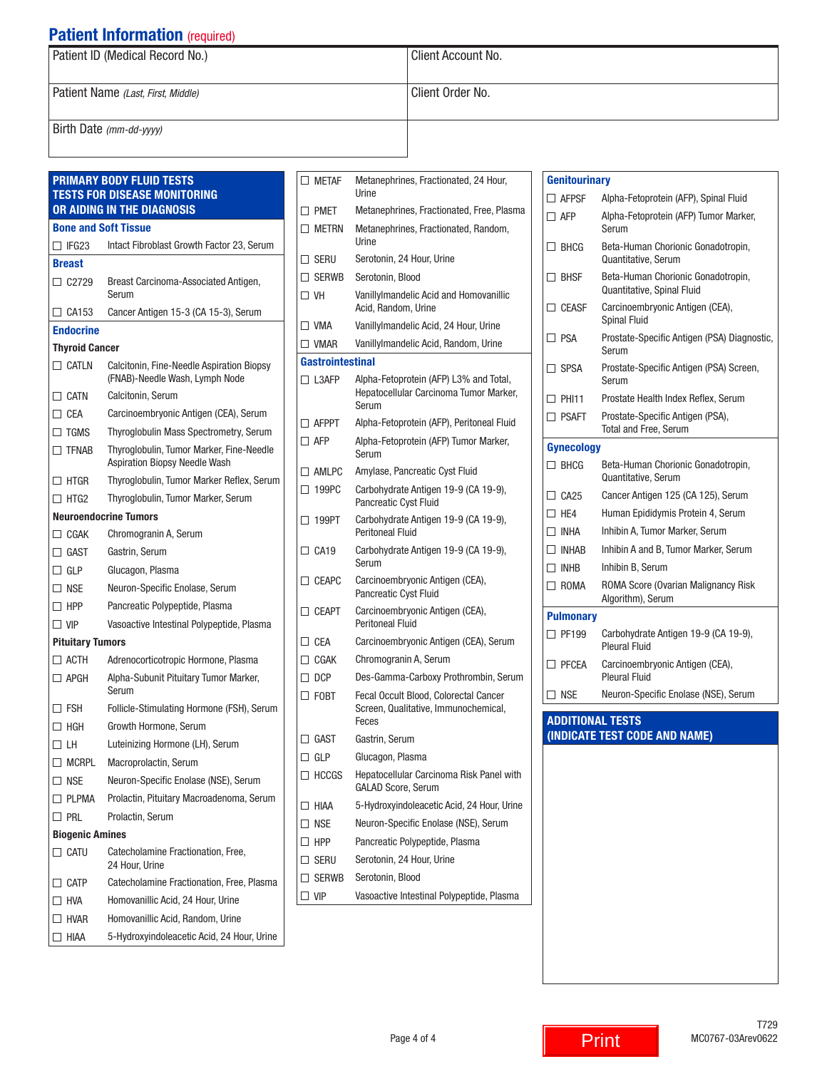## Patient Information (required)

| | |
|---|---|
| Patient ID (Medical Record No.) | Client Account No. |
| Patient Name *(Last, First, Middle)* | Client Order No. |
| Birth Date *(mm-dd-yyyy)* | |

## PRIMARY BODY FLUID TESTS
## TESTS FOR DISEASE MONITORING OR AIDING IN THE DIAGNOSIS

### Bone and Soft Tissue

- ☐ IFG23 — Intact Fibroblast Growth Factor 23, Serum

### Breast

- ☐ C2729 — Breast Carcinoma-Associated Antigen, Serum
- ☐ CA153 — Cancer Antigen 15-3 (CA 15-3), Serum

### Endocrine

**Thyroid Cancer**

- ☐ CATLN — Calcitonin, Fine-Needle Aspiration Biopsy (FNAB)-Needle Wash, Lymph Node
- ☐ CATN — Calcitonin, Serum
- ☐ CEA — Carcinoembryonic Antigen (CEA), Serum
- ☐ TGMS — Thyroglobulin Mass Spectrometry, Serum
- ☐ TFNAB — Thyroglobulin, Tumor Marker, Fine-Needle Aspiration Biopsy Needle Wash
- ☐ HTGR — Thyroglobulin, Tumor Marker Reflex, Serum
- ☐ HTG2 — Thyroglobulin, Tumor Marker, Serum

**Neuroendocrine Tumors**

- ☐ CGAK — Chromogranin A, Serum
- ☐ GAST — Gastrin, Serum
- ☐ GLP — Glucagon, Plasma
- ☐ NSE — Neuron-Specific Enolase, Serum
- ☐ HPP — Pancreatic Polypeptide, Plasma
- ☐ VIP — Vasoactive Intestinal Polypeptide, Plasma

**Pituitary Tumors**

- ☐ ACTH — Adrenocorticotropic Hormone, Plasma
- ☐ APGH — Alpha-Subunit Pituitary Tumor Marker, Serum
- ☐ FSH — Follicle-Stimulating Hormone (FSH), Serum
- ☐ HGH — Growth Hormone, Serum
- ☐ LH — Luteinizing Hormone (LH), Serum
- ☐ MCRPL — Macroprolactin, Serum
- ☐ NSE — Neuron-Specific Enolase (NSE), Serum
- ☐ PLPMA — Prolactin, Pituitary Macroadenoma, Serum
- ☐ PRL — Prolactin, Serum

**Biogenic Amines**

- ☐ CATU — Catecholamine Fractionation, Free, 24 Hour, Urine
- ☐ CATP — Catecholamine Fractionation, Free, Plasma
- ☐ HVA — Homovanillic Acid, 24 Hour, Urine
- ☐ HVAR — Homovanillic Acid, Random, Urine
- ☐ HIAA — 5-Hydroxyindoleacetic Acid, 24 Hour, Urine
- ☐ METAF — Metanephrines, Fractionated, 24 Hour, Urine
- ☐ PMET — Metanephrines, Fractionated, Free, Plasma
- ☐ METRN — Metanephrines, Fractionated, Random, Urine
- ☐ SERU — Serotonin, 24 Hour, Urine
- ☐ SERWB — Serotonin, Blood
- ☐ VH — Vanillylmandelic Acid and Homovanillic Acid, Random, Urine
- ☐ VMA — Vanillylmandelic Acid, 24 Hour, Urine
- ☐ VMAR — Vanillylmandelic Acid, Random, Urine

### Gastrointestinal

- ☐ L3AFP — Alpha-Fetoprotein (AFP) L3% and Total, Hepatocellular Carcinoma Tumor Marker, Serum
- ☐ AFPPT — Alpha-Fetoprotein (AFP), Peritoneal Fluid
- ☐ AFP — Alpha-Fetoprotein (AFP) Tumor Marker, Serum
- ☐ AMLPC — Amylase, Pancreatic Cyst Fluid
- ☐ 199PC — Carbohydrate Antigen 19-9 (CA 19-9), Pancreatic Cyst Fluid
- ☐ 199PT — Carbohydrate Antigen 19-9 (CA 19-9), Peritoneal Fluid
- ☐ CA19 — Carbohydrate Antigen 19-9 (CA 19-9), Serum
- ☐ CEAPC — Carcinoembryonic Antigen (CEA), Pancreatic Cyst Fluid
- ☐ CEAPT — Carcinoembryonic Antigen (CEA), Peritoneal Fluid
- ☐ CEA — Carcinoembryonic Antigen (CEA), Serum
- ☐ CGAK — Chromogranin A, Serum
- ☐ DCP — Des-Gamma-Carboxy Prothrombin, Serum
- ☐ FOBT — Fecal Occult Blood, Colorectal Cancer Screen, Qualitative, Immunochemical, Feces
- ☐ GAST — Gastrin, Serum
- ☐ GLP — Glucagon, Plasma
- ☐ HCCGS — Hepatocellular Carcinoma Risk Panel with GALAD Score, Serum
- ☐ HIAA — 5-Hydroxyindoleacetic Acid, 24 Hour, Urine
- ☐ NSE — Neuron-Specific Enolase (NSE), Serum
- ☐ HPP — Pancreatic Polypeptide, Plasma
- ☐ SERU — Serotonin, 24 Hour, Urine
- ☐ SERWB — Serotonin, Blood
- ☐ VIP — Vasoactive Intestinal Polypeptide, Plasma

### Genitourinary

- ☐ AFPSF — Alpha-Fetoprotein (AFP), Spinal Fluid
- ☐ AFP — Alpha-Fetoprotein (AFP) Tumor Marker, Serum
- ☐ BHCG — Beta-Human Chorionic Gonadotropin, Quantitative, Serum
- ☐ BHSF — Beta-Human Chorionic Gonadotropin, Quantitative, Spinal Fluid
- ☐ CEASF — Carcinoembryonic Antigen (CEA), Spinal Fluid
- ☐ PSA — Prostate-Specific Antigen (PSA) Diagnostic, Serum
- ☐ SPSA — Prostate-Specific Antigen (PSA) Screen, Serum
- ☐ PHI11 — Prostate Health Index Reflex, Serum
- ☐ PSAFT — Prostate-Specific Antigen (PSA), Total and Free, Serum

### Gynecology

- ☐ BHCG — Beta-Human Chorionic Gonadotropin, Quantitative, Serum
- ☐ CA25 — Cancer Antigen 125 (CA 125), Serum
- ☐ HE4 — Human Epididymis Protein 4, Serum
- ☐ INHA — Inhibin A, Tumor Marker, Serum
- ☐ INHAB — Inhibin A and B, Tumor Marker, Serum
- ☐ INHB — Inhibin B, Serum
- ☐ ROMA — ROMA Score (Ovarian Malignancy Risk Algorithm), Serum

### Pulmonary

- ☐ PF199 — Carbohydrate Antigen 19-9 (CA 19-9), Pleural Fluid
- ☐ PFCEA — Carcinoembryonic Antigen (CEA), Pleural Fluid
- ☐ NSE — Neuron-Specific Enolase (NSE), Serum

## ADDITIONAL TESTS (INDICATE TEST CODE AND NAME)

Print

T729
MC0767-03Arev0622